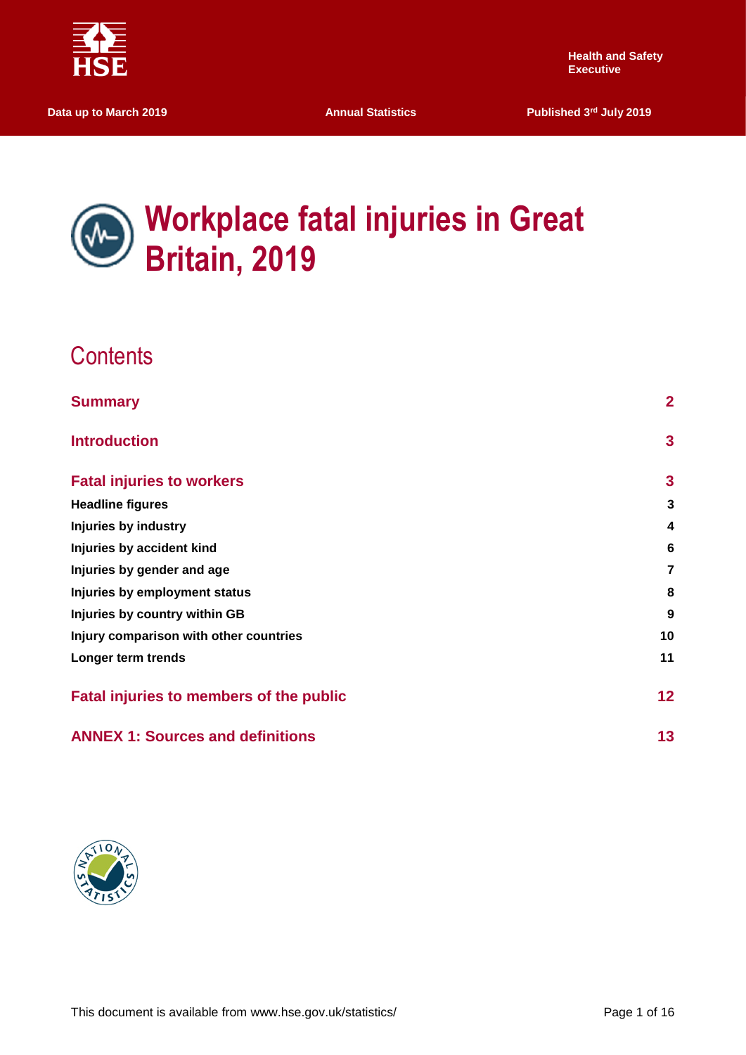Health and Safety Executive

Data up to March 2019 | Annual Statistics | Published 3rd July 2019

# Workplace fatal injuries in Great Britain, 2019

## Contents

| | |
|---|---|
| **Summary** | **2** |
| **Introduction** | **3** |
| **Fatal injuries to workers** | **3** |
| Headline figures | 3 |
| Injuries by industry | 4 |
| Injuries by accident kind | 6 |
| Injuries by gender and age | 7 |
| Injuries by employment status | 8 |
| Injuries by country within GB | 9 |
| Injury comparison with other countries | 10 |
| Longer term trends | 11 |
| **Fatal injuries to members of the public** | **12** |
| **ANNEX 1: Sources and definitions** | **13** |

This document is available from www.hse.gov.uk/statistics/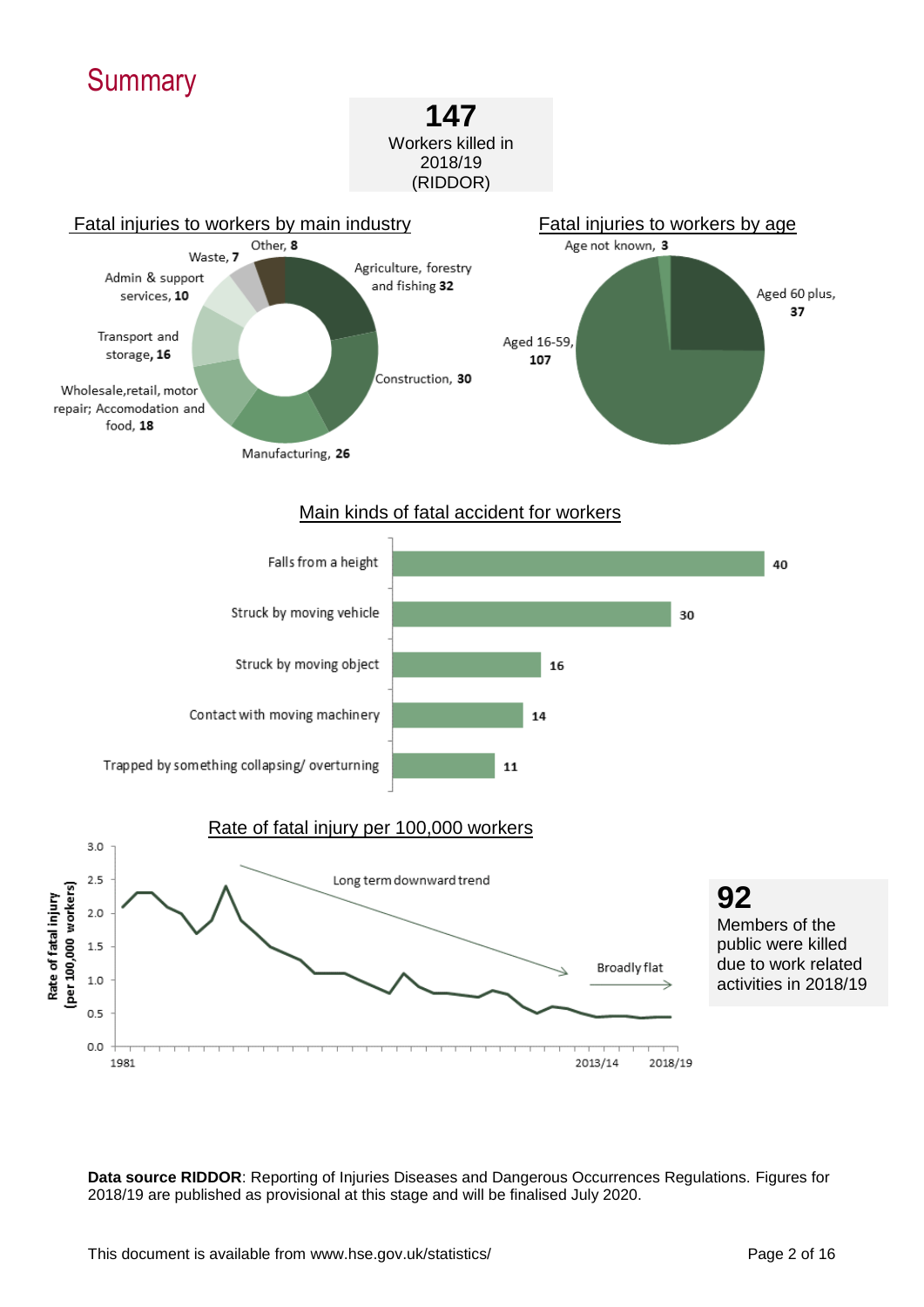# Summary

**147**
Workers killed in 2018/19 (RIDDOR)

Fatal injuries to workers by main industry

Agriculture, forestry and fishing **32**
Construction, **30**
Manufacturing, **26**
Wholesale,retail, motor repair; Accomodation and food, **18**
Transport and storage, **16**
Admin & support services, **10**
Waste, **7**
Other, **8**

Fatal injuries to workers by age

Age not known, **3**
Aged 60 plus, **37**
Aged 16-59, **107**

Main kinds of fatal accident for workers

Falls from a height 40
Struck by moving vehicle 30
Struck by moving object 16
Contact with moving machinery 14
Trapped by something collapsing/ overturning 11

Rate of fatal injury per 100,000 workers

Rate of fatal injury (per 100,000 workers)
3.0
2.5
2.0
1.5
1.0
0.5
0.0
1981
2013/14
2018/19
Long term downward trend
Broadly flat

**92**
Members of the public were killed due to work related activities in 2018/19

**Data source RIDDOR**: Reporting of Injuries Diseases and Dangerous Occurrences Regulations. Figures for 2018/19 are published as provisional at this stage and will be finalised July 2020.

This document is available from www.hse.gov.uk/statistics/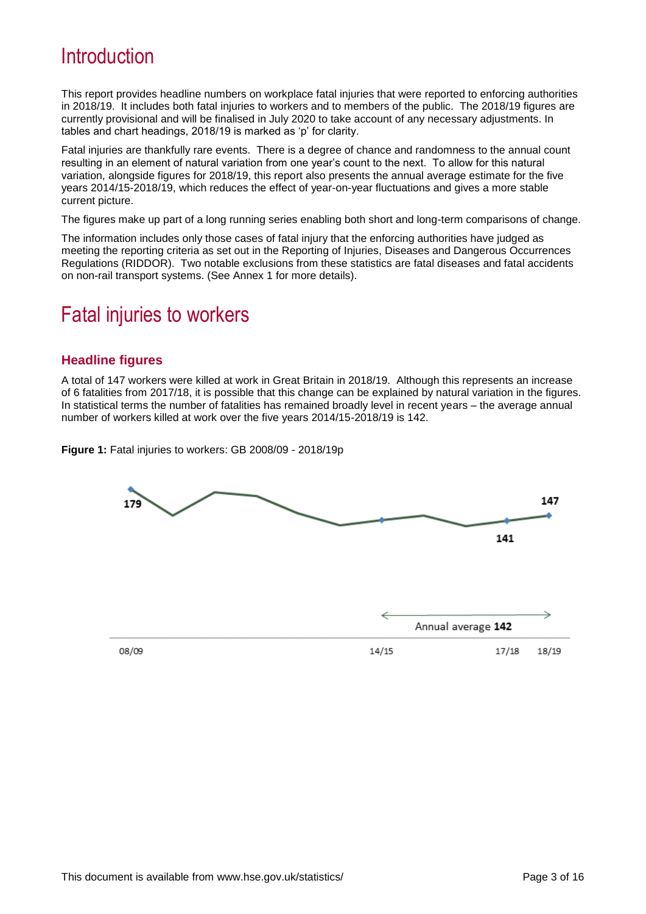# Introduction

This report provides headline numbers on workplace fatal injuries that were reported to enforcing authorities in 2018/19. It includes both fatal injuries to workers and to members of the public. The 2018/19 figures are currently provisional and will be finalised in July 2020 to take account of any necessary adjustments. In tables and chart headings, 2018/19 is marked as 'p' for clarity.

Fatal injuries are thankfully rare events. There is a degree of chance and randomness to the annual count resulting in an element of natural variation from one year's count to the next. To allow for this natural variation, alongside figures for 2018/19, this report also presents the annual average estimate for the five years 2014/15-2018/19, which reduces the effect of year-on-year fluctuations and gives a more stable current picture.

The figures make up part of a long running series enabling both short and long-term comparisons of change.

The information includes only those cases of fatal injury that the enforcing authorities have judged as meeting the reporting criteria as set out in the Reporting of Injuries, Diseases and Dangerous Occurrences Regulations (RIDDOR). Two notable exclusions from these statistics are fatal diseases and fatal accidents on non-rail transport systems. (See Annex 1 for more details).

# Fatal injuries to workers

### Headline figures

A total of 147 workers were killed at work in Great Britain in 2018/19. Although this represents an increase of 6 fatalities from 2017/18, it is possible that this change can be explained by natural variation in the figures. In statistical terms the number of fatalities has remained broadly level in recent years – the average annual number of workers killed at work over the five years 2014/15-2018/19 is 142.

**Figure 1:** Fatal injuries to workers: GB 2008/09 - 2018/19p

179

147

141

Annual average **142**

08/09

14/15

17/18

18/19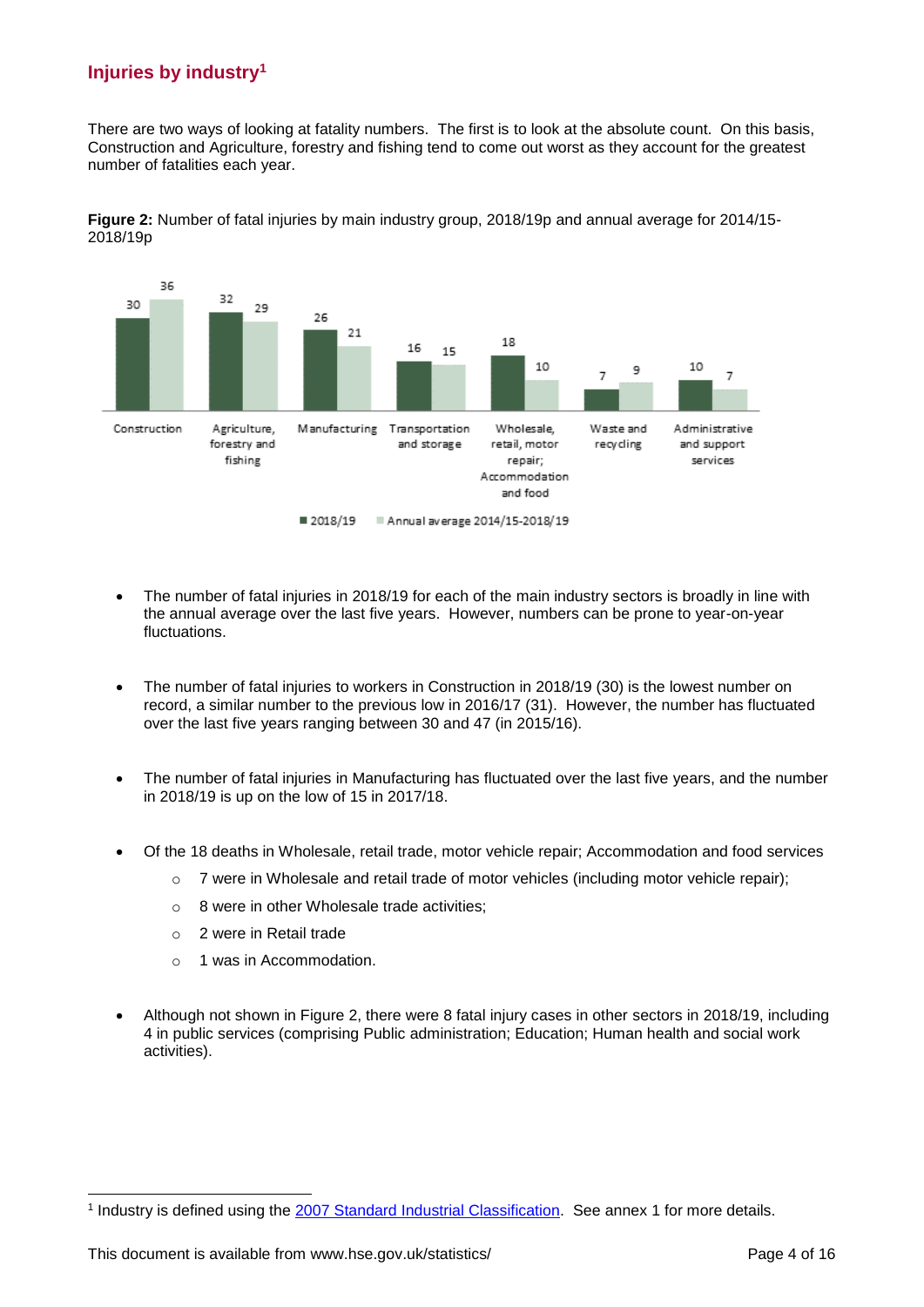## Injuries by industry[1]

There are two ways of looking at fatality numbers. The first is to look at the absolute count. On this basis, Construction and Agriculture, forestry and fishing tend to come out worst as they account for the greatest number of fatalities each year.

**Figure 2:** Number of fatal injuries by main industry group, 2018/19p and annual average for 2014/15-2018/19p

30 36
Construction

32 29
Agriculture, forestry and fishing

26 21
Manufacturing

16 15
Transportation and storage

18 10
Wholesale, retail, motor repair; Accommodation and food

7 9
Waste and recycling

10 7
Administrative and support services

■ 2018/19 ■ Annual average 2014/15-2018/19

- The number of fatal injuries in 2018/19 for each of the main industry sectors is broadly in line with the annual average over the last five years. However, numbers can be prone to year-on-year fluctuations.

- The number of fatal injuries to workers in Construction in 2018/19 (30) is the lowest number on record, a similar number to the previous low in 2016/17 (31). However, the number has fluctuated over the last five years ranging between 30 and 47 (in 2015/16).

- The number of fatal injuries in Manufacturing has fluctuated over the last five years, and the number in 2018/19 is up on the low of 15 in 2017/18.

- Of the 18 deaths in Wholesale, retail trade, motor vehicle repair; Accommodation and food services
  - 7 were in Wholesale and retail trade of motor vehicles (including motor vehicle repair);
  - 8 were in other Wholesale trade activities;
  - 2 were in Retail trade
  - 1 was in Accommodation.

- Although not shown in Figure 2, there were 8 fatal injury cases in other sectors in 2018/19, including 4 in public services (comprising Public administration; Education; Human health and social work activities).

---

[1] Industry is defined using the 2007 Standard Industrial Classification. See annex 1 for more details.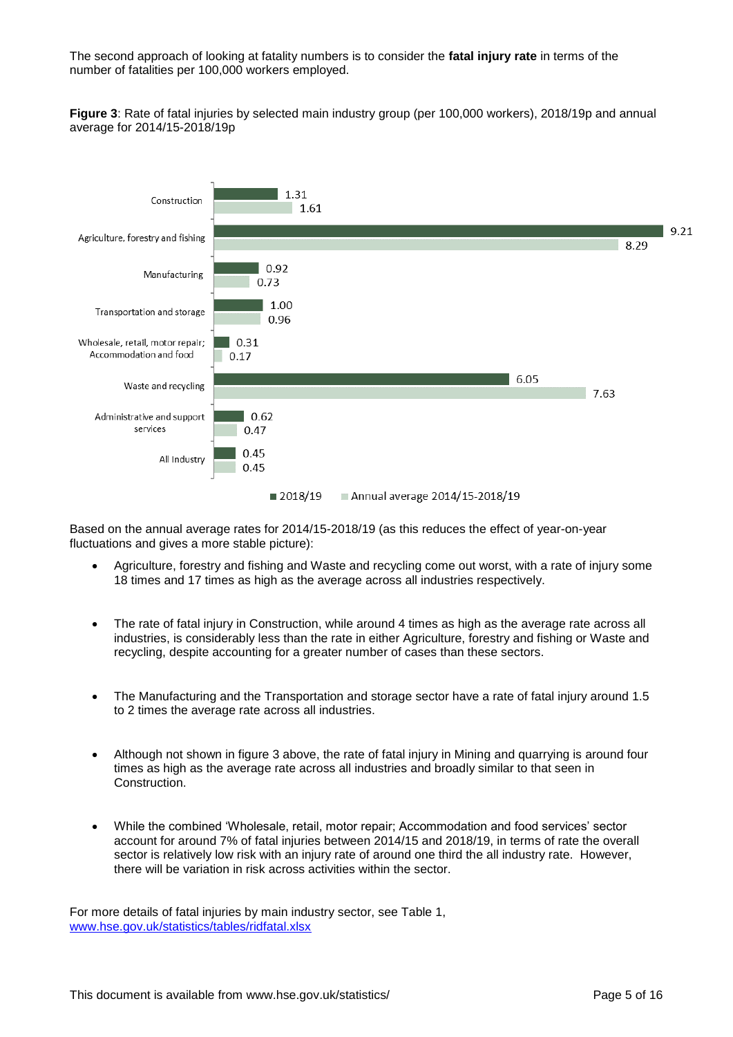The second approach of looking at fatality numbers is to consider the **fatal injury rate** in terms of the number of fatalities per 100,000 workers employed.

**Figure 3**: Rate of fatal injuries by selected main industry group (per 100,000 workers), 2018/19p and annual average for 2014/15-2018/19p

Construction
1.31
1.61

Agriculture, forestry and fishing
9.21
8.29

Manufacturing
0.92
0.73

Transportation and storage
1.00
0.96

Wholesale, retail, motor repair; Accommodation and food
0.31
0.17

Waste and recycling
6.05
7.63

Administrative and support services
0.62
0.47

All Industry
0.45
0.45

2018/19 Annual average 2014/15-2018/19

Based on the annual average rates for 2014/15-2018/19 (as this reduces the effect of year-on-year fluctuations and gives a more stable picture):

- Agriculture, forestry and fishing and Waste and recycling come out worst, with a rate of injury some 18 times and 17 times as high as the average across all industries respectively.

- The rate of fatal injury in Construction, while around 4 times as high as the average rate across all industries, is considerably less than the rate in either Agriculture, forestry and fishing or Waste and recycling, despite accounting for a greater number of cases than these sectors.

- The Manufacturing and the Transportation and storage sector have a rate of fatal injury around 1.5 to 2 times the average rate across all industries.

- Although not shown in figure 3 above, the rate of fatal injury in Mining and quarrying is around four times as high as the average rate across all industries and broadly similar to that seen in Construction.

- While the combined 'Wholesale, retail, motor repair; Accommodation and food services' sector account for around 7% of fatal injuries between 2014/15 and 2018/19, in terms of rate the overall sector is relatively low risk with an injury rate of around one third the all industry rate. However, there will be variation in risk across activities within the sector.

For more details of fatal injuries by main industry sector, see Table 1, [www.hse.gov.uk/statistics/tables/ridfatal.xlsx](http://www.hse.gov.uk/statistics/tables/ridfatal.xlsx)

This document is available from www.hse.gov.uk/statistics/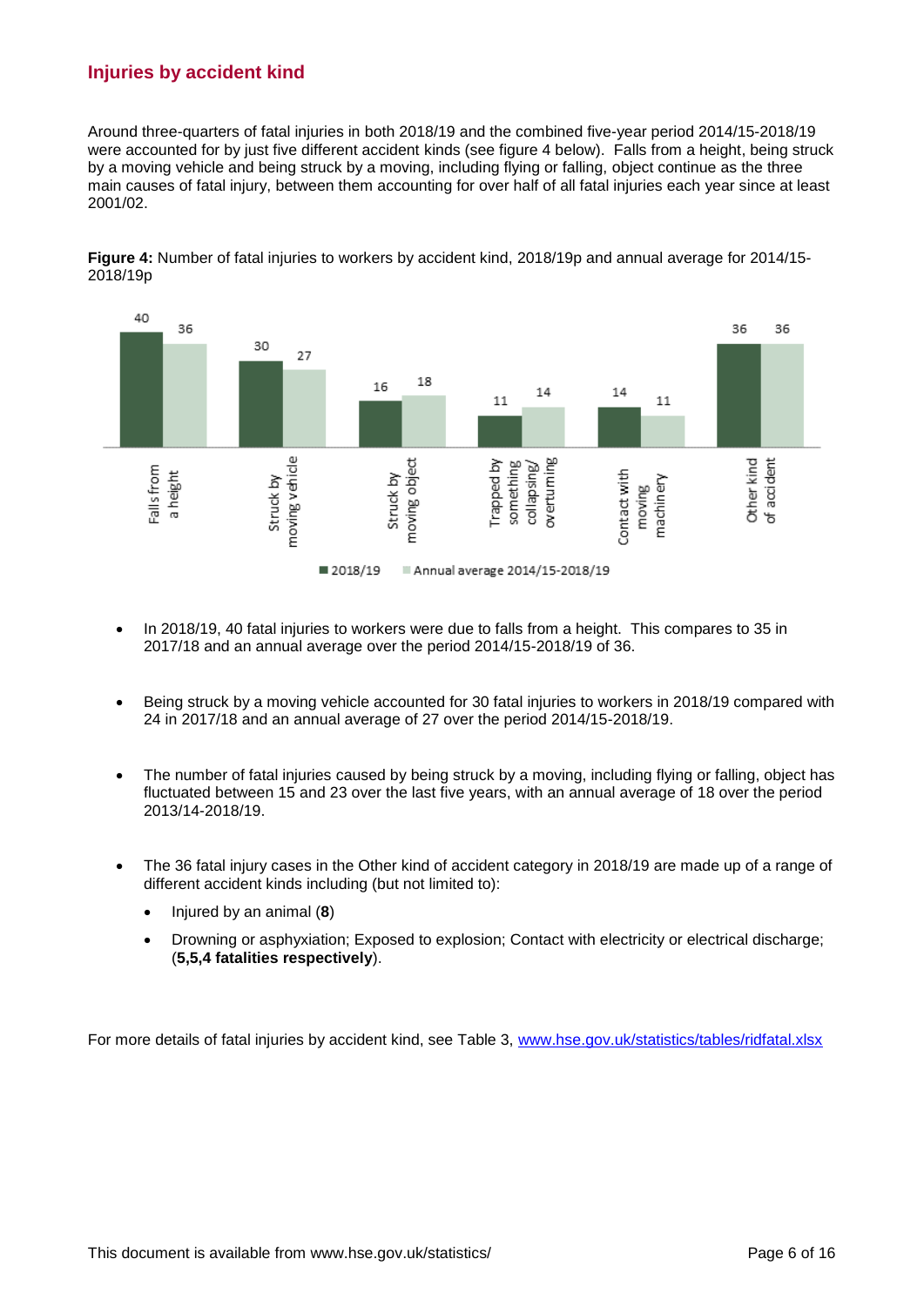## Injuries by accident kind

Around three-quarters of fatal injuries in both 2018/19 and the combined five-year period 2014/15-2018/19 were accounted for by just five different accident kinds (see figure 4 below). Falls from a height, being struck by a moving vehicle and being struck by a moving, including flying or falling, object continue as the three main causes of fatal injury, between them accounting for over half of all fatal injuries each year since at least 2001/02.

**Figure 4:** Number of fatal injuries to workers by accident kind, 2018/19p and annual average for 2014/15-2018/19p

40
36
30
27
16
18
11
14
14
11
36
36

Falls from a height
Struck by moving vehicle
Struck by moving object
Trapped by something collapsing/ overturning
Contact with moving machinery
Other kind of accident

2018/19
Annual average 2014/15-2018/19

- In 2018/19, 40 fatal injuries to workers were due to falls from a height. This compares to 35 in 2017/18 and an annual average over the period 2014/15-2018/19 of 36.
- Being struck by a moving vehicle accounted for 30 fatal injuries to workers in 2018/19 compared with 24 in 2017/18 and an annual average of 27 over the period 2014/15-2018/19.
- The number of fatal injuries caused by being struck by a moving, including flying or falling, object has fluctuated between 15 and 23 over the last five years, with an annual average of 18 over the period 2013/14-2018/19.
- The 36 fatal injury cases in the Other kind of accident category in 2018/19 are made up of a range of different accident kinds including (but not limited to):
  - Injured by an animal (**8**)
  - Drowning or asphyxiation; Exposed to explosion; Contact with electricity or electrical discharge; (**5,5,4 fatalities respectively**).

For more details of fatal injuries by accident kind, see Table 3, [www.hse.gov.uk/statistics/tables/ridfatal.xlsx](www.hse.gov.uk/statistics/tables/ridfatal.xlsx)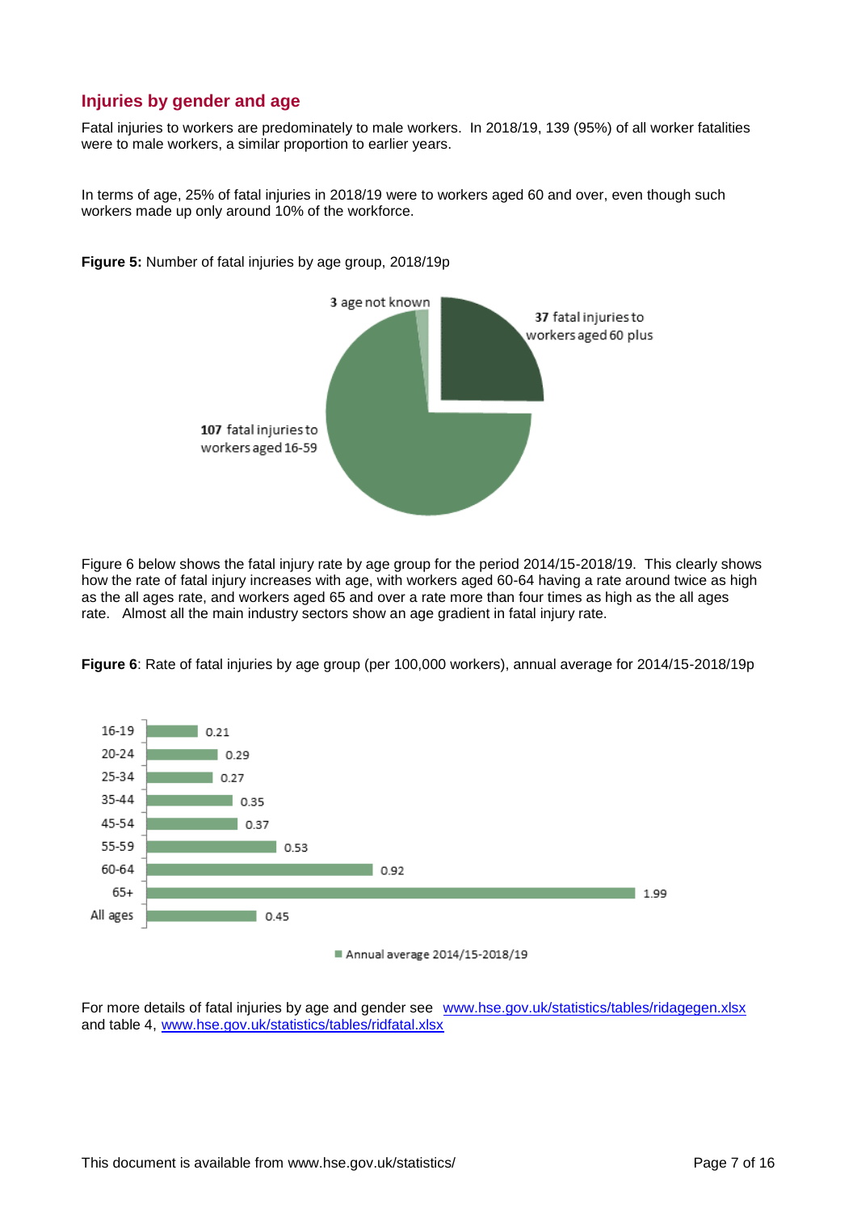## Injuries by gender and age

Fatal injuries to workers are predominately to male workers. In 2018/19, 139 (95%) of all worker fatalities were to male workers, a similar proportion to earlier years.

In terms of age, 25% of fatal injuries in 2018/19 were to workers aged 60 and over, even though such workers made up only around 10% of the workforce.

**Figure 5:** Number of fatal injuries by age group, 2018/19p

3 age not known

37 fatal injuries to workers aged 60 plus

107 fatal injuries to workers aged 16-59

Figure 6 below shows the fatal injury rate by age group for the period 2014/15-2018/19. This clearly shows how the rate of fatal injury increases with age, with workers aged 60-64 having a rate around twice as high as the all ages rate, and workers aged 65 and over a rate more than four times as high as the all ages rate. Almost all the main industry sectors show an age gradient in fatal injury rate.

**Figure 6**: Rate of fatal injuries by age group (per 100,000 workers), annual average for 2014/15-2018/19p

16-19 0.21
20-24 0.29
25-34 0.27
35-44 0.35
45-54 0.37
55-59 0.53
60-64 0.92
65+ 1.99
All ages 0.45

Annual average 2014/15-2018/19

For more details of fatal injuries by age and gender see [www.hse.gov.uk/statistics/tables/ridagegen.xlsx](www.hse.gov.uk/statistics/tables/ridagegen.xlsx) and table 4, [www.hse.gov.uk/statistics/tables/ridfatal.xlsx](www.hse.gov.uk/statistics/tables/ridfatal.xlsx)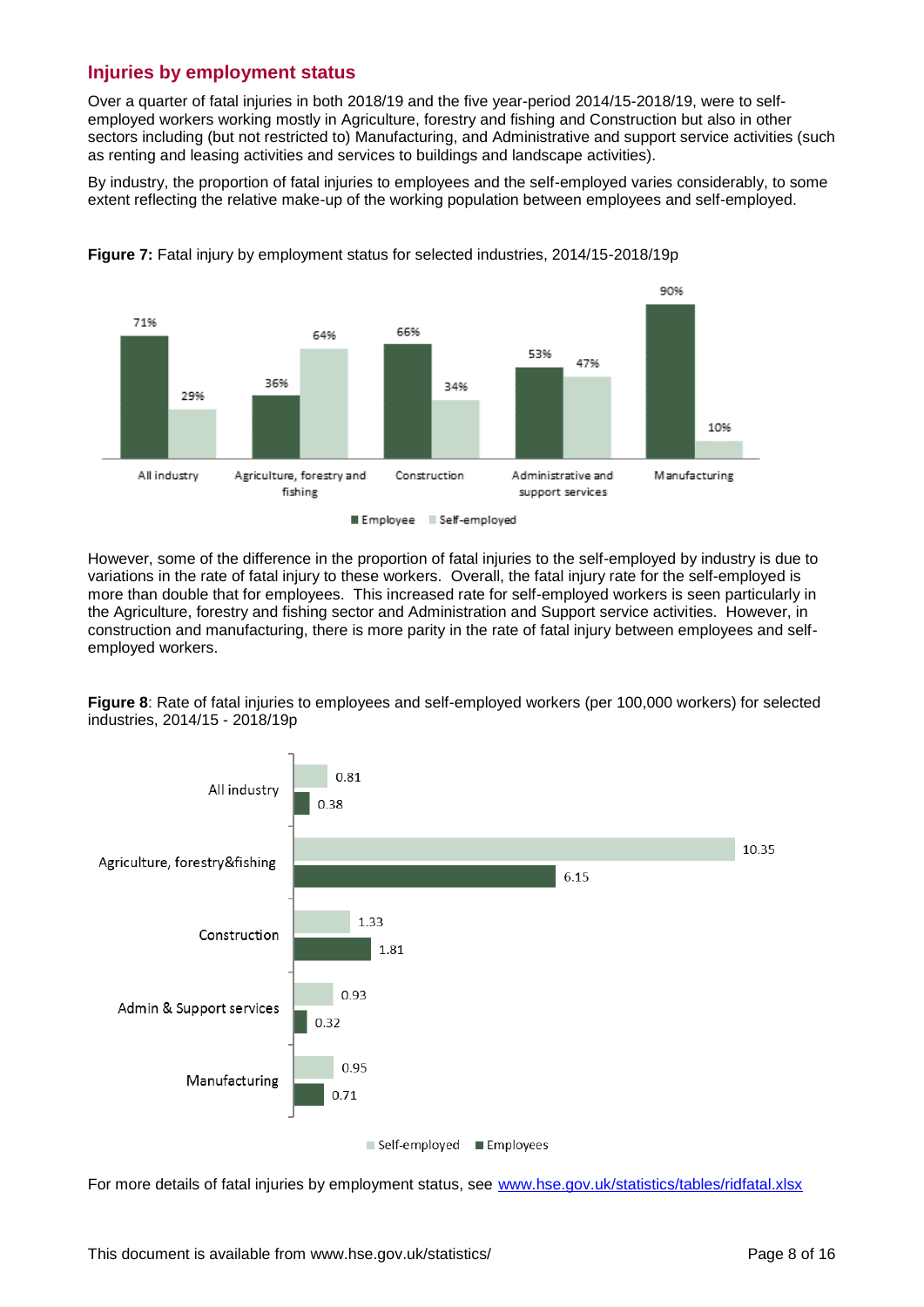## Injuries by employment status

Over a quarter of fatal injuries in both 2018/19 and the five year-period 2014/15-2018/19, were to self-employed workers working mostly in Agriculture, forestry and fishing and Construction but also in other sectors including (but not restricted to) Manufacturing, and Administrative and support service activities (such as renting and leasing activities and services to buildings and landscape activities).

By industry, the proportion of fatal injuries to employees and the self-employed varies considerably, to some extent reflecting the relative make-up of the working population between employees and self-employed.

**Figure 7:** Fatal injury by employment status for selected industries, 2014/15-2018/19p

All industry: 71% 29%
Agriculture, forestry and fishing: 36% 64%
Construction: 66% 34%
Administrative and support services: 53% 47%
Manufacturing: 90% 10%

Employee Self-employed

However, some of the difference in the proportion of fatal injuries to the self-employed by industry is due to variations in the rate of fatal injury to these workers. Overall, the fatal injury rate for the self-employed is more than double that for employees. This increased rate for self-employed workers is seen particularly in the Agriculture, forestry and fishing sector and Administration and Support service activities. However, in construction and manufacturing, there is more parity in the rate of fatal injury between employees and self-employed workers.

**Figure 8**: Rate of fatal injuries to employees and self-employed workers (per 100,000 workers) for selected industries, 2014/15 - 2018/19p

All industry: 0.81 0.38
Agriculture, forestry&fishing: 10.35 6.15
Construction: 1.33 1.81
Admin & Support services: 0.93 0.32
Manufacturing: 0.95 0.71

Self-employed Employees

For more details of fatal injuries by employment status, see [www.hse.gov.uk/statistics/tables/ridfatal.xlsx](http://www.hse.gov.uk/statistics/tables/ridfatal.xlsx)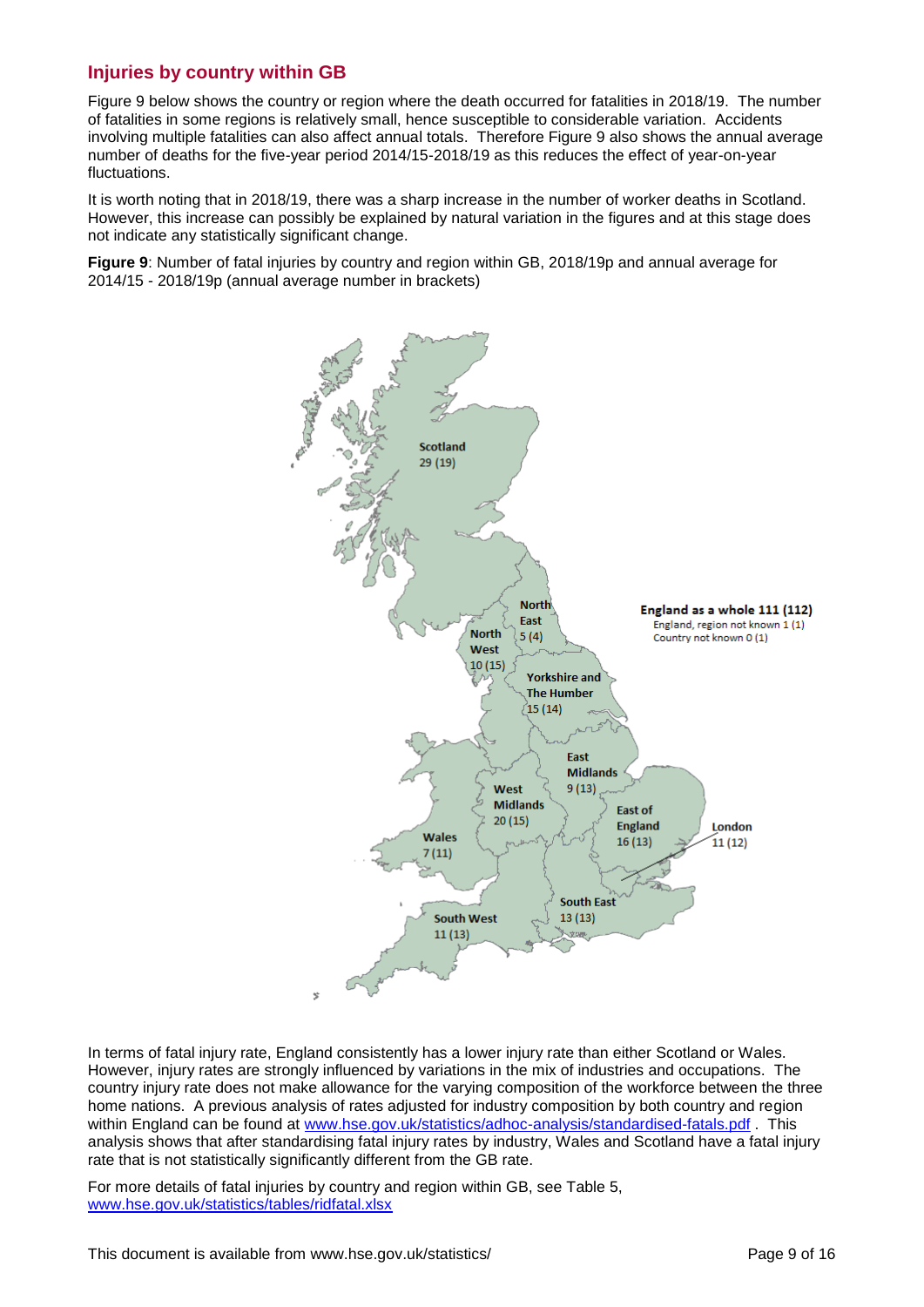## Injuries by country within GB

Figure 9 below shows the country or region where the death occurred for fatalities in 2018/19. The number of fatalities in some regions is relatively small, hence susceptible to considerable variation. Accidents involving multiple fatalities can also affect annual totals. Therefore Figure 9 also shows the annual average number of deaths for the five-year period 2014/15-2018/19 as this reduces the effect of year-on-year fluctuations.

It is worth noting that in 2018/19, there was a sharp increase in the number of worker deaths in Scotland. However, this increase can possibly be explained by natural variation in the figures and at this stage does not indicate any statistically significant change.

**Figure 9**: Number of fatal injuries by country and region within GB, 2018/19p and annual average for 2014/15 - 2018/19p (annual average number in brackets)

Scotland
29 (19)

North East
5 (4)

North West
10 (15)

Yorkshire and The Humber
15 (14)

East Midlands
9 (13)

West Midlands
20 (15)

East of England
16 (13)

London
11 (12)

Wales
7 (11)

South East
13 (13)

South West
11 (13)

**England as a whole 111 (112)**
England, region not known 1 (1)
Country not known 0 (1)

In terms of fatal injury rate, England consistently has a lower injury rate than either Scotland or Wales. However, injury rates are strongly influenced by variations in the mix of industries and occupations. The country injury rate does not make allowance for the varying composition of the workforce between the three home nations. A previous analysis of rates adjusted for industry composition by both country and region within England can be found at www.hse.gov.uk/statistics/adhoc-analysis/standardised-fatals.pdf . This analysis shows that after standardising fatal injury rates by industry, Wales and Scotland have a fatal injury rate that is not statistically significantly different from the GB rate.

For more details of fatal injuries by country and region within GB, see Table 5, www.hse.gov.uk/statistics/tables/ridfatal.xlsx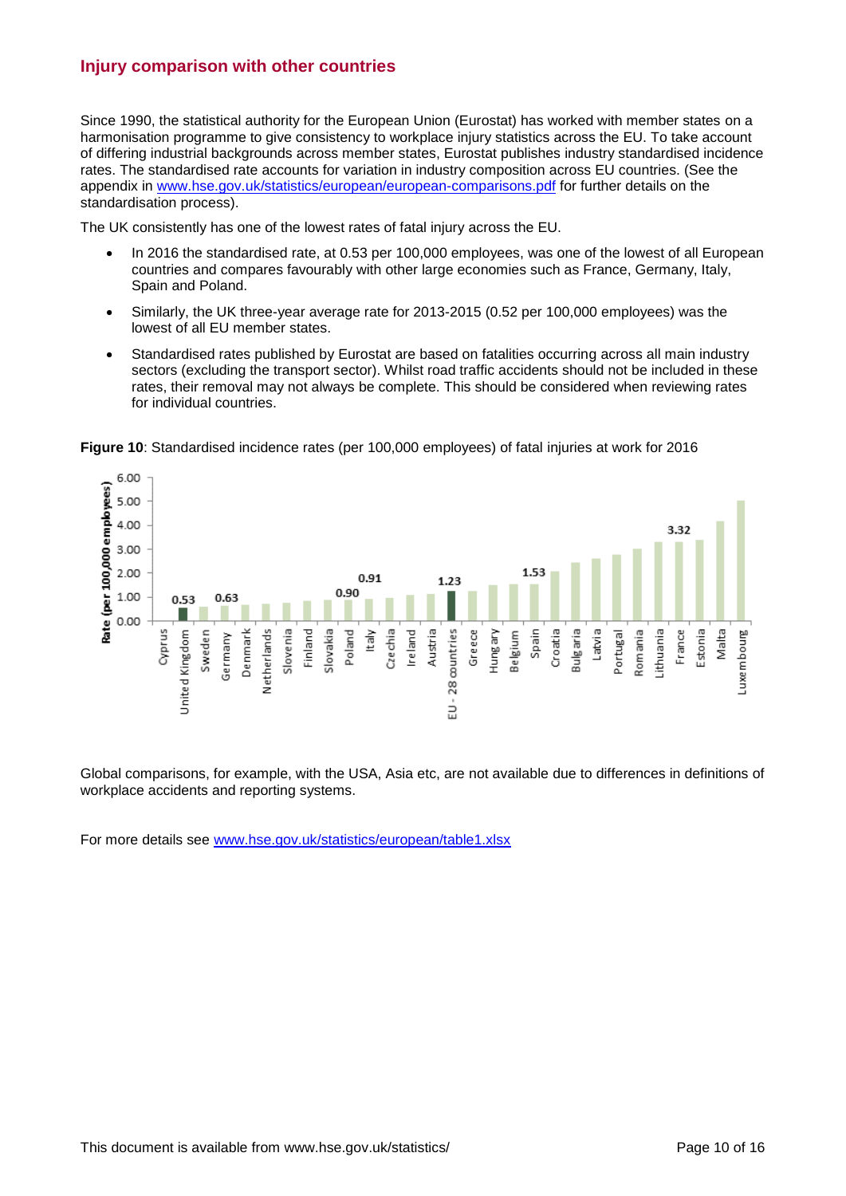## Injury comparison with other countries

Since 1990, the statistical authority for the European Union (Eurostat) has worked with member states on a harmonisation programme to give consistency to workplace injury statistics across the EU. To take account of differing industrial backgrounds across member states, Eurostat publishes industry standardised incidence rates. The standardised rate accounts for variation in industry composition across EU countries. (See the appendix in www.hse.gov.uk/statistics/european/european-comparisons.pdf for further details on the standardisation process).

The UK consistently has one of the lowest rates of fatal injury across the EU.

- In 2016 the standardised rate, at 0.53 per 100,000 employees, was one of the lowest of all European countries and compares favourably with other large economies such as France, Germany, Italy, Spain and Poland.
- Similarly, the UK three-year average rate for 2013-2015 (0.52 per 100,000 employees) was the lowest of all EU member states.
- Standardised rates published by Eurostat are based on fatalities occurring across all main industry sectors (excluding the transport sector). Whilst road traffic accidents should not be included in these rates, their removal may not always be complete. This should be considered when reviewing rates for individual countries.

**Figure 10**: Standardised incidence rates (per 100,000 employees) of fatal injuries at work for 2016

Rate (per 100,000 employees)

6.00
5.00
4.00
3.00
2.00
1.00
0.00

0.53
0.63
0.90
0.91
1.23
1.53
3.32

Cyprus
United Kingdom
Sweden
Germany
Denmark
Netherlands
Slovenia
Finland
Slovakia
Poland
Italy
Czechia
Ireland
Austria
EU - 28 countries
Greece
Hungary
Belgium
Spain
Croatia
Bulgaria
Latvia
Portugal
Romania
Lithuania
France
Estonia
Malta
Luxembourg

Global comparisons, for example, with the USA, Asia etc, are not available due to differences in definitions of workplace accidents and reporting systems.

For more details see www.hse.gov.uk/statistics/european/table1.xlsx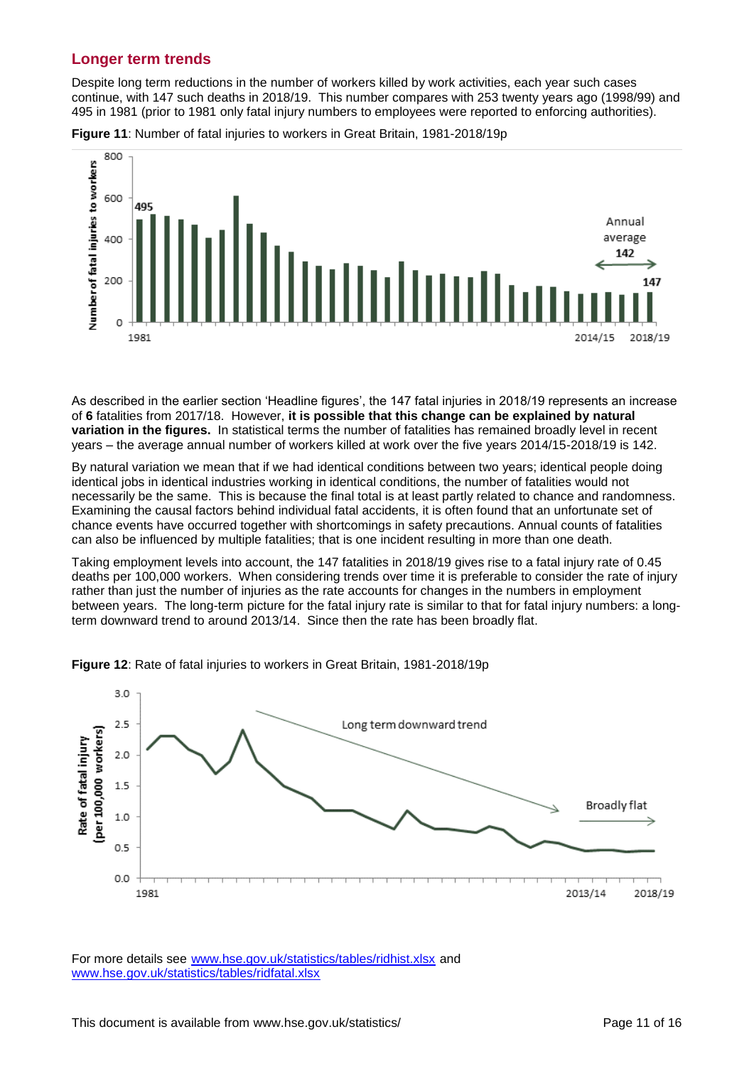## Longer term trends

Despite long term reductions in the number of workers killed by work activities, each year such cases continue, with 147 such deaths in 2018/19. This number compares with 253 twenty years ago (1998/99) and 495 in 1981 (prior to 1981 only fatal injury numbers to employees were reported to enforcing authorities).

**Figure 11**: Number of fatal injuries to workers in Great Britain, 1981-2018/19p

Number of fatal injuries to workers

800
600
400
200
0

495

Annual average 142

147

1981
2014/15
2018/19

As described in the earlier section 'Headline figures', the 147 fatal injuries in 2018/19 represents an increase of **6** fatalities from 2017/18. However, **it is possible that this change can be explained by natural variation in the figures.** In statistical terms the number of fatalities has remained broadly level in recent years – the average annual number of workers killed at work over the five years 2014/15-2018/19 is 142.

By natural variation we mean that if we had identical conditions between two years; identical people doing identical jobs in identical industries working in identical conditions, the number of fatalities would not necessarily be the same. This is because the final total is at least partly related to chance and randomness. Examining the causal factors behind individual fatal accidents, it is often found that an unfortunate set of chance events have occurred together with shortcomings in safety precautions. Annual counts of fatalities can also be influenced by multiple fatalities; that is one incident resulting in more than one death.

Taking employment levels into account, the 147 fatalities in 2018/19 gives rise to a fatal injury rate of 0.45 deaths per 100,000 workers. When considering trends over time it is preferable to consider the rate of injury rather than just the number of injuries as the rate accounts for changes in the numbers in employment between years. The long-term picture for the fatal injury rate is similar to that for fatal injury numbers: a long-term downward trend to around 2013/14. Since then the rate has been broadly flat.

**Figure 12**: Rate of fatal injuries to workers in Great Britain, 1981-2018/19p

Rate of fatal injury (per 100,000 workers)

3.0
2.5
2.0
1.5
1.0
0.5
0.0

Long term downward trend

Broadly flat

1981
2013/14
2018/19

For more details see [www.hse.gov.uk/statistics/tables/ridhist.xlsx](www.hse.gov.uk/statistics/tables/ridhist.xlsx) and [www.hse.gov.uk/statistics/tables/ridfatal.xlsx](www.hse.gov.uk/statistics/tables/ridfatal.xlsx)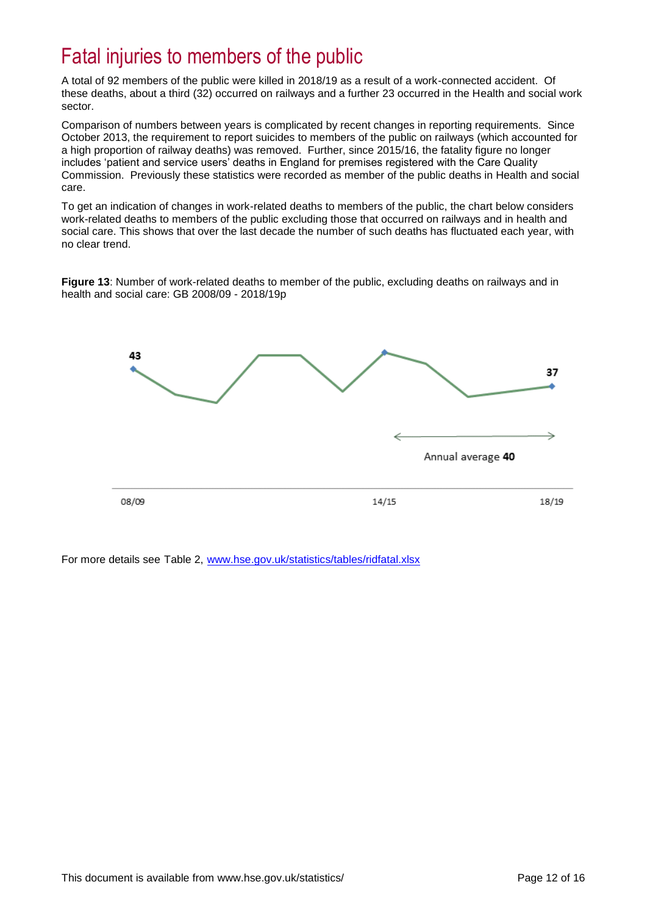# Fatal injuries to members of the public

A total of 92 members of the public were killed in 2018/19 as a result of a work-connected accident. Of these deaths, about a third (32) occurred on railways and a further 23 occurred in the Health and social work sector.

Comparison of numbers between years is complicated by recent changes in reporting requirements. Since October 2013, the requirement to report suicides to members of the public on railways (which accounted for a high proportion of railway deaths) was removed. Further, since 2015/16, the fatality figure no longer includes 'patient and service users' deaths in England for premises registered with the Care Quality Commission. Previously these statistics were recorded as member of the public deaths in Health and social care.

To get an indication of changes in work-related deaths to members of the public, the chart below considers work-related deaths to members of the public excluding those that occurred on railways and in health and social care. This shows that over the last decade the number of such deaths has fluctuated each year, with no clear trend.

**Figure 13**: Number of work-related deaths to member of the public, excluding deaths on railways and in health and social care: GB 2008/09 - 2018/19p

43

37

Annual average **40**

08/09

14/15

18/19

For more details see Table 2, [www.hse.gov.uk/statistics/tables/ridfatal.xlsx](http://www.hse.gov.uk/statistics/tables/ridfatal.xlsx)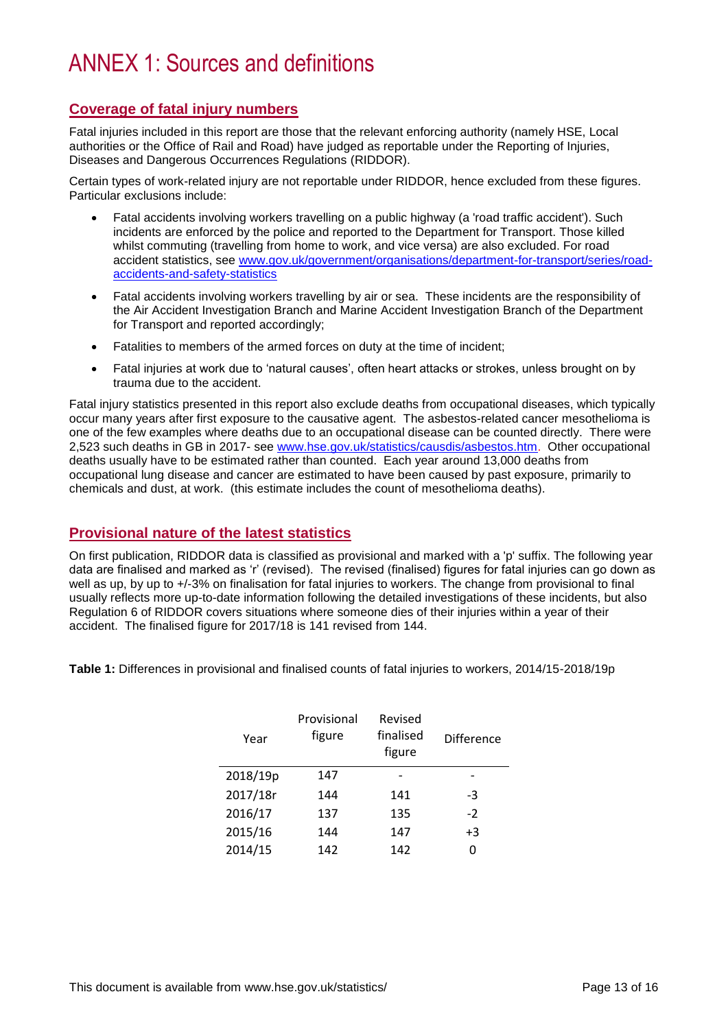# ANNEX 1: Sources and definitions

## Coverage of fatal injury numbers

Fatal injuries included in this report are those that the relevant enforcing authority (namely HSE, Local authorities or the Office of Rail and Road) have judged as reportable under the Reporting of Injuries, Diseases and Dangerous Occurrences Regulations (RIDDOR).

Certain types of work-related injury are not reportable under RIDDOR, hence excluded from these figures. Particular exclusions include:

- Fatal accidents involving workers travelling on a public highway (a 'road traffic accident'). Such incidents are enforced by the police and reported to the Department for Transport. Those killed whilst commuting (travelling from home to work, and vice versa) are also excluded. For road accident statistics, see www.gov.uk/government/organisations/department-for-transport/series/road-accidents-and-safety-statistics
- Fatal accidents involving workers travelling by air or sea. These incidents are the responsibility of the Air Accident Investigation Branch and Marine Accident Investigation Branch of the Department for Transport and reported accordingly;
- Fatalities to members of the armed forces on duty at the time of incident;
- Fatal injuries at work due to 'natural causes', often heart attacks or strokes, unless brought on by trauma due to the accident.

Fatal injury statistics presented in this report also exclude deaths from occupational diseases, which typically occur many years after first exposure to the causative agent. The asbestos-related cancer mesothelioma is one of the few examples where deaths due to an occupational disease can be counted directly. There were 2,523 such deaths in GB in 2017- see www.hse.gov.uk/statistics/causdis/asbestos.htm. Other occupational deaths usually have to be estimated rather than counted. Each year around 13,000 deaths from occupational lung disease and cancer are estimated to have been caused by past exposure, primarily to chemicals and dust, at work. (this estimate includes the count of mesothelioma deaths).

## Provisional nature of the latest statistics

On first publication, RIDDOR data is classified as provisional and marked with a 'p' suffix. The following year data are finalised and marked as 'r' (revised). The revised (finalised) figures for fatal injuries can go down as well as up, by up to +/-3% on finalisation for fatal injuries to workers. The change from provisional to final usually reflects more up-to-date information following the detailed investigations of these incidents, but also Regulation 6 of RIDDOR covers situations where someone dies of their injuries within a year of their accident. The finalised figure for 2017/18 is 141 revised from 144.

**Table 1:** Differences in provisional and finalised counts of fatal injuries to workers, 2014/15-2018/19p

| Year | Provisional figure | Revised finalised figure | Difference |
|---|---|---|---|
| 2018/19p | 147 | - | - |
| 2017/18r | 144 | 141 | -3 |
| 2016/17 | 137 | 135 | -2 |
| 2015/16 | 144 | 147 | +3 |
| 2014/15 | 142 | 142 | 0 |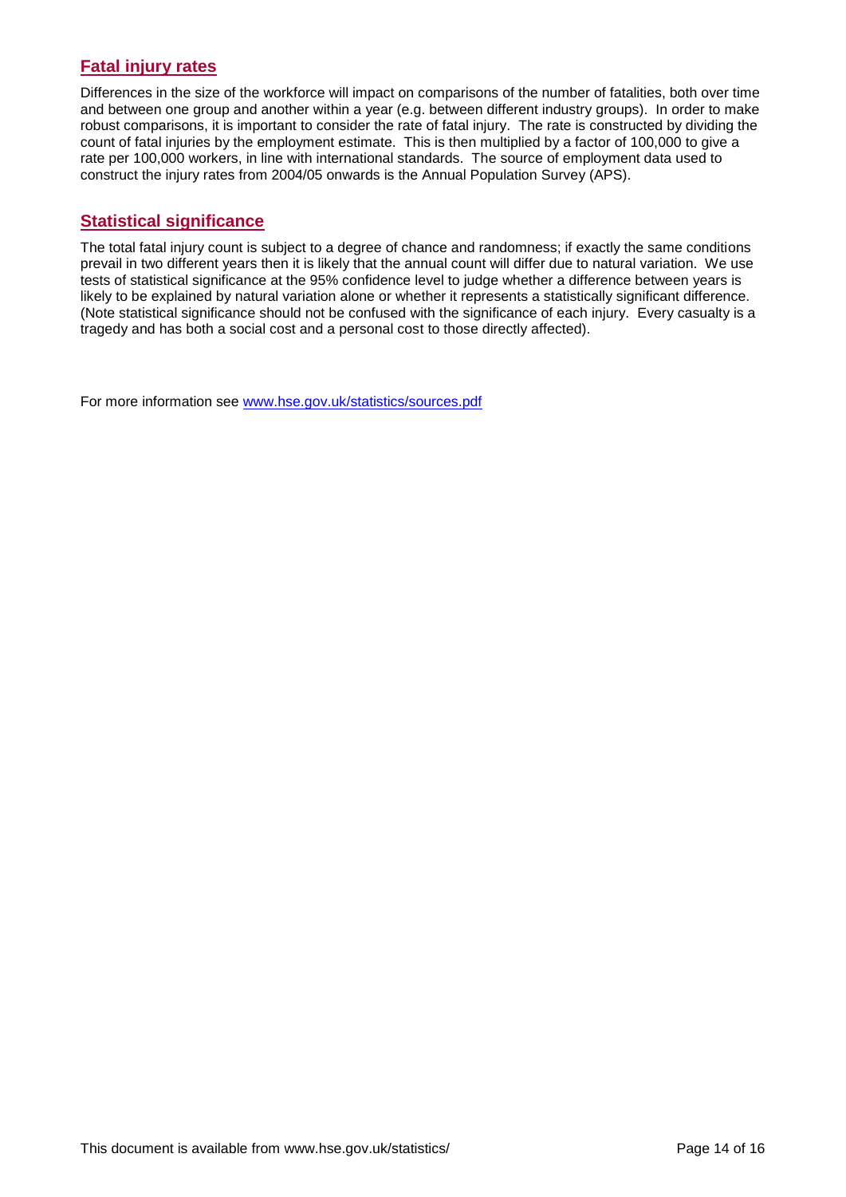## Fatal injury rates

Differences in the size of the workforce will impact on comparisons of the number of fatalities, both over time and between one group and another within a year (e.g. between different industry groups). In order to make robust comparisons, it is important to consider the rate of fatal injury. The rate is constructed by dividing the count of fatal injuries by the employment estimate. This is then multiplied by a factor of 100,000 to give a rate per 100,000 workers, in line with international standards. The source of employment data used to construct the injury rates from 2004/05 onwards is the Annual Population Survey (APS).

## Statistical significance

The total fatal injury count is subject to a degree of chance and randomness; if exactly the same conditions prevail in two different years then it is likely that the annual count will differ due to natural variation. We use tests of statistical significance at the 95% confidence level to judge whether a difference between years is likely to be explained by natural variation alone or whether it represents a statistically significant difference. (Note statistical significance should not be confused with the significance of each injury. Every casualty is a tragedy and has both a social cost and a personal cost to those directly affected).

For more information see [www.hse.gov.uk/statistics/sources.pdf](www.hse.gov.uk/statistics/sources.pdf)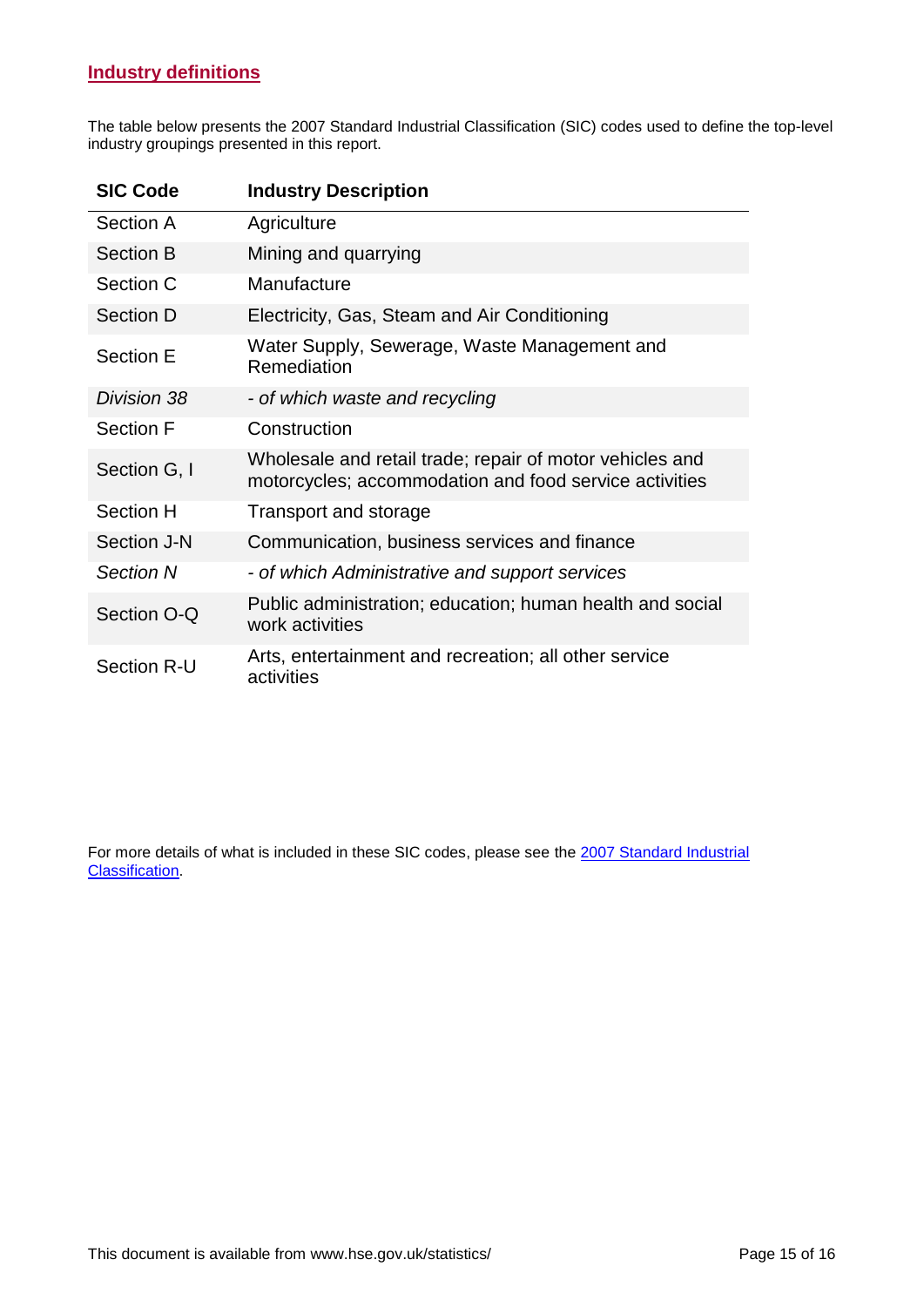## Industry definitions

The table below presents the 2007 Standard Industrial Classification (SIC) codes used to define the top-level industry groupings presented in this report.

| SIC Code | Industry Description |
|---|---|
| Section A | Agriculture |
| Section B | Mining and quarrying |
| Section C | Manufacture |
| Section D | Electricity, Gas, Steam and Air Conditioning |
| Section E | Water Supply, Sewerage, Waste Management and Remediation |
| *Division 38* | *- of which waste and recycling* |
| Section F | Construction |
| Section G, I | Wholesale and retail trade; repair of motor vehicles and motorcycles; accommodation and food service activities |
| Section H | Transport and storage |
| Section J-N | Communication, business services and finance |
| *Section N* | *- of which Administrative and support services* |
| Section O-Q | Public administration; education; human health and social work activities |
| Section R-U | Arts, entertainment and recreation; all other service activities |

For more details of what is included in these SIC codes, please see the 2007 Standard Industrial Classification.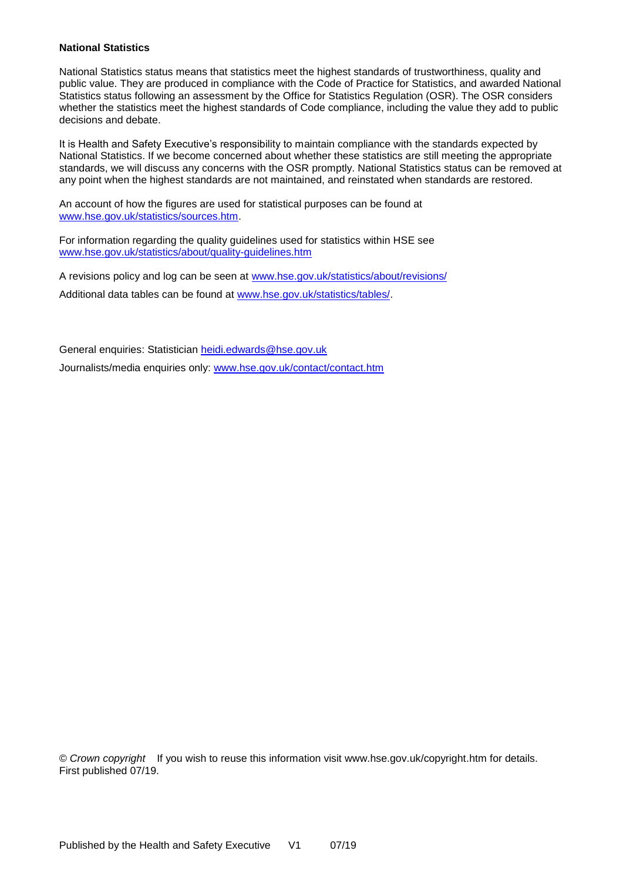**National Statistics**

National Statistics status means that statistics meet the highest standards of trustworthiness, quality and public value. They are produced in compliance with the Code of Practice for Statistics, and awarded National Statistics status following an assessment by the Office for Statistics Regulation (OSR). The OSR considers whether the statistics meet the highest standards of Code compliance, including the value they add to public decisions and debate.

It is Health and Safety Executive's responsibility to maintain compliance with the standards expected by National Statistics. If we become concerned about whether these statistics are still meeting the appropriate standards, we will discuss any concerns with the OSR promptly. National Statistics status can be removed at any point when the highest standards are not maintained, and reinstated when standards are restored.

An account of how the figures are used for statistical purposes can be found at www.hse.gov.uk/statistics/sources.htm.

For information regarding the quality guidelines used for statistics within HSE see www.hse.gov.uk/statistics/about/quality-guidelines.htm

A revisions policy and log can be seen at www.hse.gov.uk/statistics/about/revisions/

Additional data tables can be found at www.hse.gov.uk/statistics/tables/.

General enquiries: Statistician heidi.edwards@hse.gov.uk

Journalists/media enquiries only: www.hse.gov.uk/contact/contact.htm

© *Crown copyright* If you wish to reuse this information visit www.hse.gov.uk/copyright.htm for details. First published 07/19.

Published by the Health and Safety Executive V1 07/19